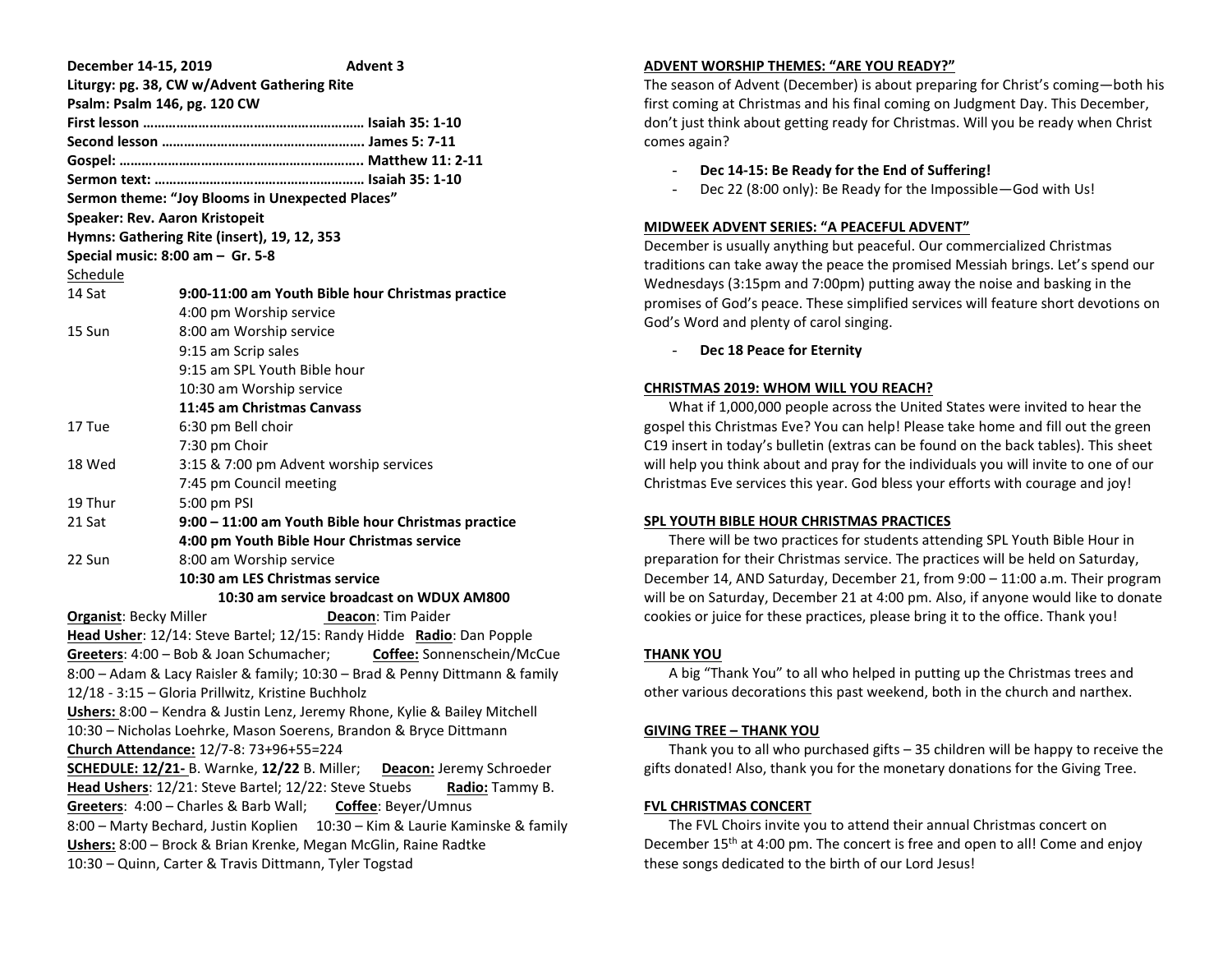**December 14-15, 2019 Advent 3**

**Liturgy: pg. 38, CW w/Advent Gathering Rite**

**Psalm: Psalm 146, pg. 120 CW**

**First lesson …………………………………………………… Isaiah 35: 1-10**

**Second lesson ……………………………………………… James 5: 7-11**

**Gospel: ……..………………………………………………. Matthew 11: 2-11**

**Sermon text: ………………………………………………… Isaiah 35: 1-10**

**Sermon theme: "Joy Blooms in Unexpected Places"**

**Speaker: Rev. Aaron Kristopeit**

**Hymns: Gathering Rite (insert), 19, 12, 353**

**Special music: 8:00 am – Gr. 5-8**

Schedule

| | |
|---|---|
| 14 Sat | **9:00-11:00 am Youth Bible hour Christmas practice** |
| | 4:00 pm Worship service |
| 15 Sun | 8:00 am Worship service |
| | 9:15 am Scrip sales |
| | 9:15 am SPL Youth Bible hour |
| | 10:30 am Worship service |
| | **11:45 am Christmas Canvass** |
| 17 Tue | 6:30 pm Bell choir |
| | 7:30 pm Choir |
| 18 Wed | 3:15 & 7:00 pm Advent worship services |
| | 7:45 pm Council meeting |
| 19 Thur | 5:00 pm PSI |
| 21 Sat | **9:00 – 11:00 am Youth Bible hour Christmas practice** |
| | **4:00 pm Youth Bible Hour Christmas service** |
| 22 Sun | 8:00 am Worship service |
| | **10:30 am LES Christmas service** |
| | **10:30 am service broadcast on WDUX AM800** |

**Organist**: Becky Miller **Deacon**: Tim Paider

**Head Usher**: 12/14: Steve Bartel; 12/15: Randy Hidde **Radio**: Dan Popple

**Greeters**: 4:00 – Bob & Joan Schumacher; **Coffee:** Sonnenschein/McCue

8:00 – Adam & Lacy Raisler & family; 10:30 – Brad & Penny Dittmann & family

12/18 - 3:15 – Gloria Prillwitz, Kristine Buchholz

**Ushers:** 8:00 – Kendra & Justin Lenz, Jeremy Rhone, Kylie & Bailey Mitchell

10:30 – Nicholas Loehrke, Mason Soerens, Brandon & Bryce Dittmann

**Church Attendance:** 12/7-8: 73+96+55=224

**SCHEDULE: 12/21-** B. Warnke, **12/22** B. Miller; **Deacon:** Jeremy Schroeder

**Head Ushers**: 12/21: Steve Bartel; 12/22: Steve Stuebs **Radio:** Tammy B.

**Greeters**: 4:00 – Charles & Barb Wall; **Coffee**: Beyer/Umnus

8:00 – Marty Bechard, Justin Koplien 10:30 – Kim & Laurie Kaminske & family

**Ushers:** 8:00 – Brock & Brian Krenke, Megan McGlin, Raine Radtke

10:30 – Quinn, Carter & Travis Dittmann, Tyler Togstad

## ADVENT WORSHIP THEMES: "ARE YOU READY?"

The season of Advent (December) is about preparing for Christ's coming—both his first coming at Christmas and his final coming on Judgment Day. This December, don't just think about getting ready for Christmas. Will you be ready when Christ comes again?

- **Dec 14-15: Be Ready for the End of Suffering!**
- Dec 22 (8:00 only): Be Ready for the Impossible—God with Us!

## MIDWEEK ADVENT SERIES: "A PEACEFUL ADVENT"

December is usually anything but peaceful. Our commercialized Christmas traditions can take away the peace the promised Messiah brings. Let's spend our Wednesdays (3:15pm and 7:00pm) putting away the noise and basking in the promises of God's peace. These simplified services will feature short devotions on God's Word and plenty of carol singing.

- **Dec 18 Peace for Eternity**

## CHRISTMAS 2019: WHOM WILL YOU REACH?

What if 1,000,000 people across the United States were invited to hear the gospel this Christmas Eve? You can help! Please take home and fill out the green C19 insert in today's bulletin (extras can be found on the back tables). This sheet will help you think about and pray for the individuals you will invite to one of our Christmas Eve services this year. God bless your efforts with courage and joy!

## SPL YOUTH BIBLE HOUR CHRISTMAS PRACTICES

There will be two practices for students attending SPL Youth Bible Hour in preparation for their Christmas service. The practices will be held on Saturday, December 14, AND Saturday, December 21, from 9:00 – 11:00 a.m. Their program will be on Saturday, December 21 at 4:00 pm. Also, if anyone would like to donate cookies or juice for these practices, please bring it to the office. Thank you!

## THANK YOU

A big "Thank You" to all who helped in putting up the Christmas trees and other various decorations this past weekend, both in the church and narthex.

## GIVING TREE – THANK YOU

Thank you to all who purchased gifts – 35 children will be happy to receive the gifts donated! Also, thank you for the monetary donations for the Giving Tree.

## FVL CHRISTMAS CONCERT

The FVL Choirs invite you to attend their annual Christmas concert on December 15th at 4:00 pm. The concert is free and open to all! Come and enjoy these songs dedicated to the birth of our Lord Jesus!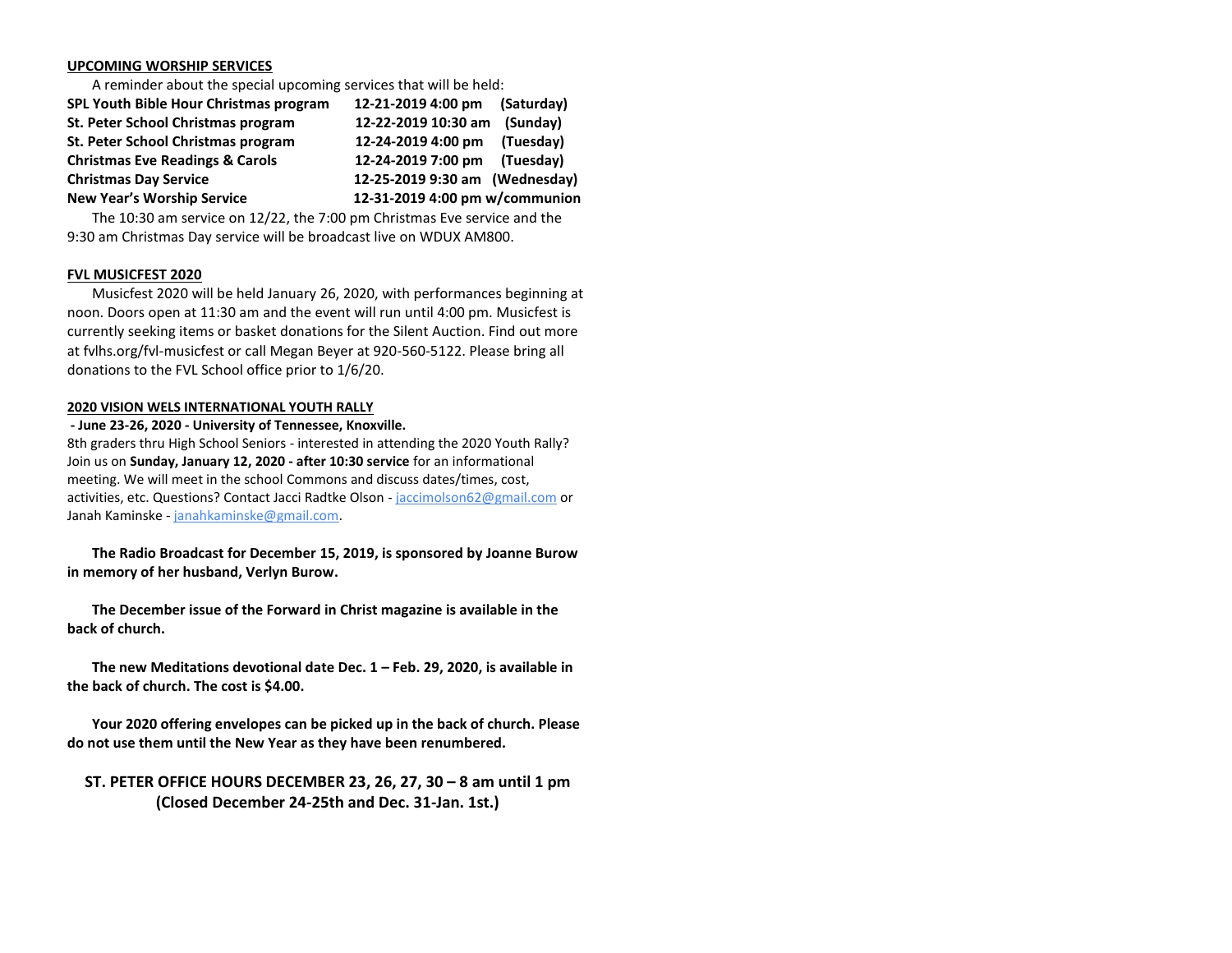**UPCOMING WORSHIP SERVICES**

A reminder about the special upcoming services that will be held:

| | | |
|---|---|---|
| **SPL Youth Bible Hour Christmas program** | **12-21-2019 4:00 pm** | **(Saturday)** |
| **St. Peter School Christmas program** | **12-22-2019 10:30 am** | **(Sunday)** |
| **St. Peter School Christmas program** | **12-24-2019 4:00 pm** | **(Tuesday)** |
| **Christmas Eve Readings & Carols** | **12-24-2019 7:00 pm** | **(Tuesday)** |
| **Christmas Day Service** | **12-25-2019 9:30 am** | **(Wednesday)** |
| **New Year's Worship Service** | **12-31-2019 4:00 pm w/communion** | |

The 10:30 am service on 12/22, the 7:00 pm Christmas Eve service and the 9:30 am Christmas Day service will be broadcast live on WDUX AM800.

**FVL MUSICFEST 2020**

Musicfest 2020 will be held January 26, 2020, with performances beginning at noon. Doors open at 11:30 am and the event will run until 4:00 pm. Musicfest is currently seeking items or basket donations for the Silent Auction. Find out more at fvlhs.org/fvl-musicfest or call Megan Beyer at 920-560-5122. Please bring all donations to the FVL School office prior to 1/6/20.

**2020 VISION WELS INTERNATIONAL YOUTH RALLY**

**- June 23-26, 2020 - University of Tennessee, Knoxville.**

8th graders thru High School Seniors - interested in attending the 2020 Youth Rally? Join us on **Sunday, January 12, 2020 - after 10:30 service** for an informational meeting. We will meet in the school Commons and discuss dates/times, cost, activities, etc. Questions? Contact Jacci Radtke Olson - jaccimolson62@gmail.com or Janah Kaminske - janahkaminske@gmail.com.

**The Radio Broadcast for December 15, 2019, is sponsored by Joanne Burow in memory of her husband, Verlyn Burow.**

**The December issue of the Forward in Christ magazine is available in the back of church.**

**The new Meditations devotional date Dec. 1 – Feb. 29, 2020, is available in the back of church. The cost is $4.00.**

**Your 2020 offering envelopes can be picked up in the back of church. Please do not use them until the New Year as they have been renumbered.**

**ST. PETER OFFICE HOURS DECEMBER 23, 26, 27, 30 – 8 am until 1 pm**
**(Closed December 24-25th and Dec. 31-Jan. 1st.)**